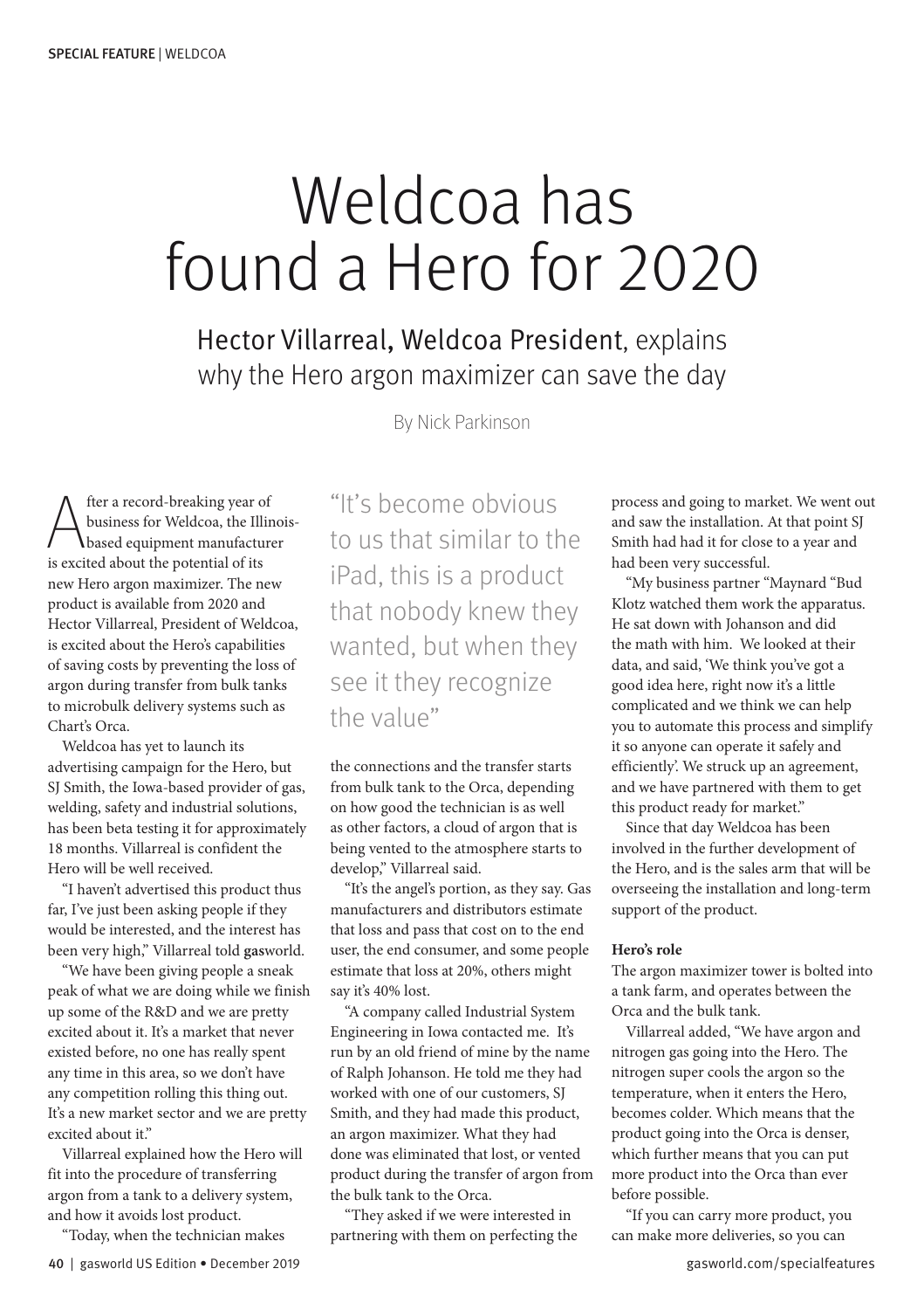# Weldcoa has found a Hero for 2020

## Hector Villarreal, Weldcoa President, explains why the Hero argon maximizer can save the day

By Nick Parkinson

After a record-breaking year of business for Weldcoa, the Illinois-based equipment manufacturer is excited about the potential of its new Hero argon maximizer. The new product is available from 2020 and Hector Villarreal, President of Weldcoa, is excited about the Hero's capabilities of saving costs by preventing the loss of argon during transfer from bulk tanks to microbulk delivery systems such as Chart's Orca.

Weldcoa has yet to launch its advertising campaign for the Hero, but SJ Smith, the Iowa-based provider of gas, welding, safety and industrial solutions, has been beta testing it for approximately 18 months. Villarreal is confident the Hero will be well received.

"I haven't advertised this product thus far, I've just been asking people if they would be interested, and the interest has been very high," Villarreal told **gas**world.

"We have been giving people a sneak peak of what we are doing while we finish up some of the R&D and we are pretty excited about it. It's a market that never existed before, no one has really spent any time in this area, so we don't have any competition rolling this thing out. It's a new market sector and we are pretty excited about it."

Villarreal explained how the Hero will fit into the procedure of transferring argon from a tank to a delivery system, and how it avoids lost product.

"Today, when the technician makes the connections and the transfer starts from bulk tank to the Orca, depending on how good the technician is as well as other factors, a cloud of argon that is being vented to the atmosphere starts to develop," Villarreal said.

> "It's become obvious to us that similar to the iPad, this is a product that nobody knew they wanted, but when they see it they recognize the value"

"It's the angel's portion, as they say. Gas manufacturers and distributors estimate that loss and pass that cost on to the end user, the end consumer, and some people estimate that loss at 20%, others might say it's 40% lost.

"A company called Industrial System Engineering in Iowa contacted me. It's run by an old friend of mine by the name of Ralph Johanson. He told me they had worked with one of our customers, SJ Smith, and they had made this product, an argon maximizer. What they had done was eliminated that lost, or vented product during the transfer of argon from the bulk tank to the Orca.

"They asked if we were interested in partnering with them on perfecting the process and going to market. We went out and saw the installation. At that point SJ Smith had had it for close to a year and had been very successful.

"My business partner "Maynard "Bud Klotz watched them work the apparatus. He sat down with Johanson and did the math with him. We looked at their data, and said, 'We think you've got a good idea here, right now it's a little complicated and we think we can help you to automate this process and simplify it so anyone can operate it safely and efficiently'. We struck up an agreement, and we have partnered with them to get this product ready for market."

Since that day Weldcoa has been involved in the further development of the Hero, and is the sales arm that will be overseeing the installation and long-term support of the product.

**Hero's role**

The argon maximizer tower is bolted into a tank farm, and operates between the Orca and the bulk tank.

Villarreal added, "We have argon and nitrogen gas going into the Hero. The nitrogen super cools the argon so the temperature, when it enters the Hero, becomes colder. Which means that the product going into the Orca is denser, which further means that you can put more product into the Orca than ever before possible.

"If you can carry more product, you can make more deliveries, so you can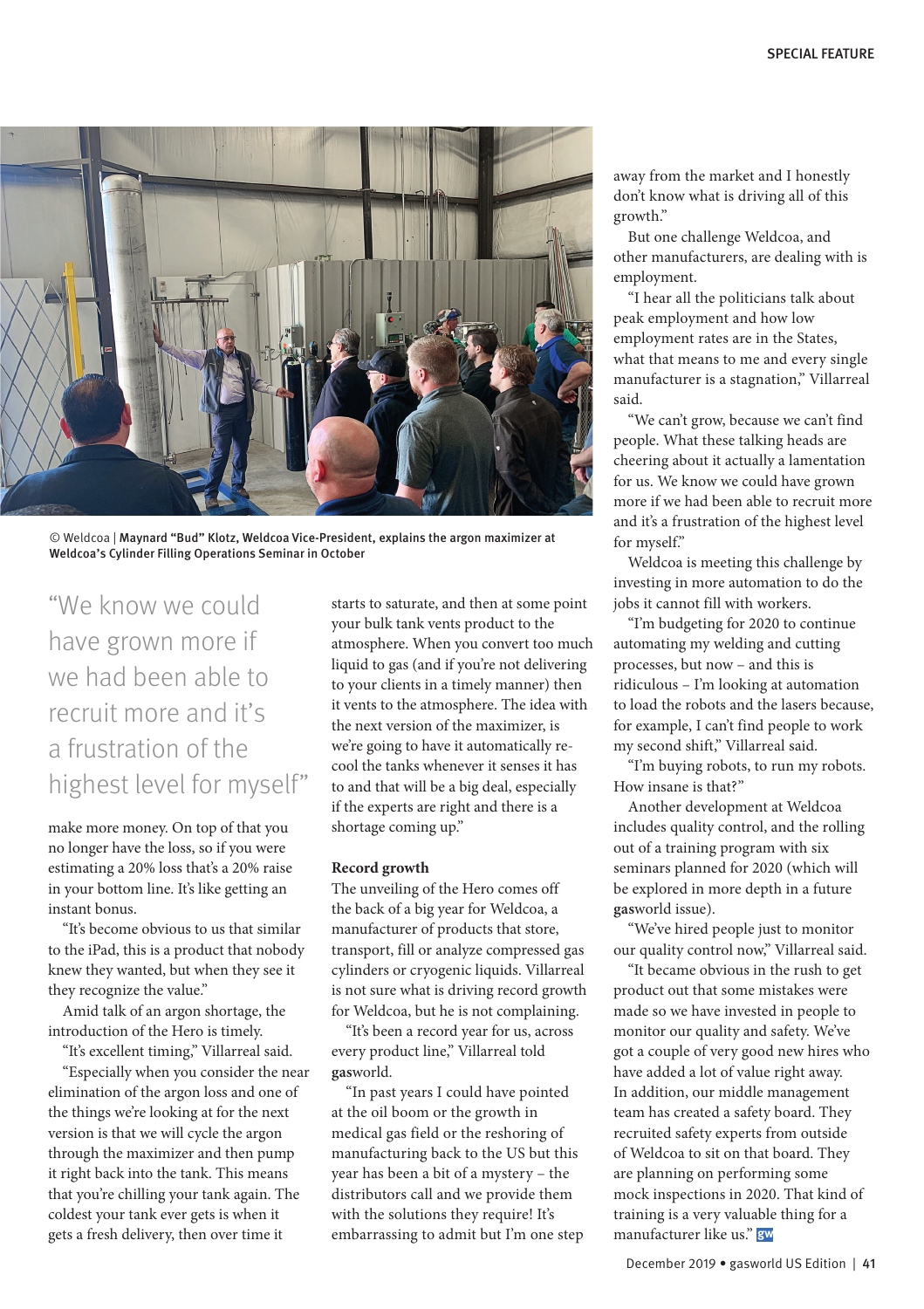© Weldcoa | **Maynard "Bud" Klotz, Weldcoa Vice-President, explains the argon maximizer at Weldcoa's Cylinder Filling Operations Seminar in October**

> "We know we could have grown more if we had been able to recruit more and it's a frustration of the highest level for myself"

make more money. On top of that you no longer have the loss, so if you were estimating a 20% loss that's a 20% raise in your bottom line. It's like getting an instant bonus.

"It's become obvious to us that similar to the iPad, this is a product that nobody knew they wanted, but when they see it they recognize the value."

Amid talk of an argon shortage, the introduction of the Hero is timely.

"It's excellent timing," Villarreal said.

"Especially when you consider the near elimination of the argon loss and one of the things we're looking at for the next version is that we will cycle the argon through the maximizer and then pump it right back into the tank. This means that you're chilling your tank again. The coldest your tank ever gets is when it gets a fresh delivery, then over time it starts to saturate, and then at some point your bulk tank vents product to the atmosphere. When you convert too much liquid to gas (and if you're not delivering to your clients in a timely manner) then it vents to the atmosphere. The idea with the next version of the maximizer, is we're going to have it automatically re-cool the tanks whenever it senses it has to and that will be a big deal, especially if the experts are right and there is a shortage coming up."

**Record growth**

The unveiling of the Hero comes off the back of a big year for Weldcoa, a manufacturer of products that store, transport, fill or analyze compressed gas cylinders or cryogenic liquids. Villarreal is not sure what is driving record growth for Weldcoa, but he is not complaining.

"It's been a record year for us, across every product line," Villarreal told **gas**world.

"In past years I could have pointed at the oil boom or the growth in medical gas field or the reshoring of manufacturing back to the US but this year has been a bit of a mystery – the distributors call and we provide them with the solutions they require! It's embarrassing to admit but I'm one step away from the market and I honestly don't know what is driving all of this growth."

But one challenge Weldcoa, and other manufacturers, are dealing with is employment.

"I hear all the politicians talk about peak employment and how low employment rates are in the States, what that means to me and every single manufacturer is a stagnation," Villarreal said.

"We can't grow, because we can't find people. What these talking heads are cheering about it actually a lamentation for us. We know we could have grown more if we had been able to recruit more and it's a frustration of the highest level for myself."

Weldcoa is meeting this challenge by investing in more automation to do the jobs it cannot fill with workers.

"I'm budgeting for 2020 to continue automating my welding and cutting processes, but now – and this is ridiculous – I'm looking at automation to load the robots and the lasers because, for example, I can't find people to work my second shift," Villarreal said.

"I'm buying robots, to run my robots. How insane is that?"

Another development at Weldcoa includes quality control, and the rolling out of a training program with six seminars planned for 2020 (which will be explored in more depth in a future **gas**world issue).

"We've hired people just to monitor our quality control now," Villarreal said.

"It became obvious in the rush to get product out that some mistakes were made so we have invested in people to monitor our quality and safety. We've got a couple of very good new hires who have added a lot of value right away. In addition, our middle management team has created a safety board. They recruited safety experts from outside of Weldcoa to sit on that board. They are planning on performing some mock inspections in 2020. That kind of training is a very valuable thing for a manufacturer like us."